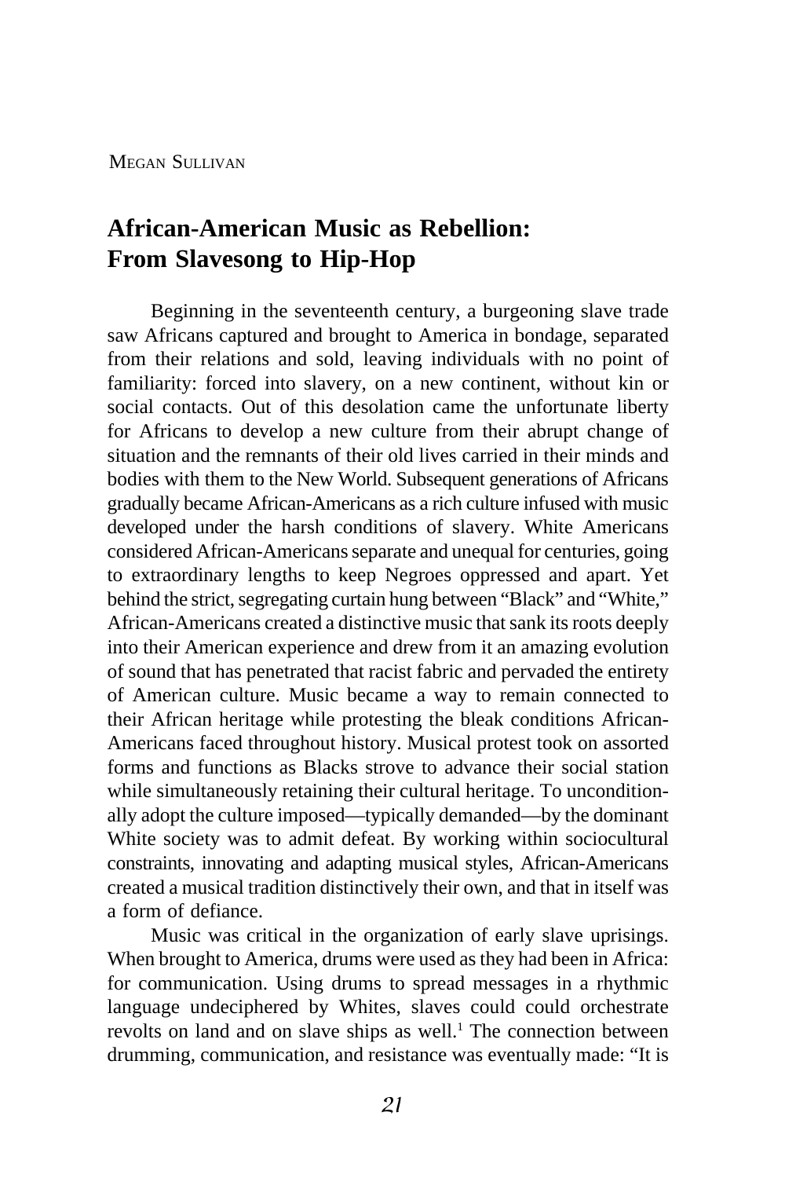MEGAN SULLIVAN

# African-American Music as Rebellion: From Slavesong to Hip-Hop

Beginning in the seventeenth century, a burgeoning slave trade saw Africans captured and brought to America in bondage, separated from their relations and sold, leaving individuals with no point of familiarity: forced into slavery, on a new continent, without kin or social contacts. Out of this desolation came the unfortunate liberty for Africans to develop a new culture from their abrupt change of situation and the remnants of their old lives carried in their minds and bodies with them to the New World. Subsequent generations of Africans gradually became African-Americans as a rich culture infused with music developed under the harsh conditions of slavery. White Americans considered African-Americans separate and unequal for centuries, going to extraordinary lengths to keep Negroes oppressed and apart. Yet behind the strict, segregating curtain hung between "Black" and "White," African-Americans created a distinctive music that sank its roots deeply into their American experience and drew from it an amazing evolution of sound that has penetrated that racist fabric and pervaded the entirety of American culture. Music became a way to remain connected to their African heritage while protesting the bleak conditions African-Americans faced throughout history. Musical protest took on assorted forms and functions as Blacks strove to advance their social station while simultaneously retaining their cultural heritage. To unconditionally adopt the culture imposed—typically demanded—by the dominant White society was to admit defeat. By working within sociocultural constraints, innovating and adapting musical styles, African-Americans created a musical tradition distinctively their own, and that in itself was a form of defiance.

Music was critical in the organization of early slave uprisings. When brought to America, drums were used as they had been in Africa: for communication. Using drums to spread messages in a rhythmic language undeciphered by Whites, slaves could could orchestrate revolts on land and on slave ships as well.[1] The connection between drumming, communication, and resistance was eventually made: "It is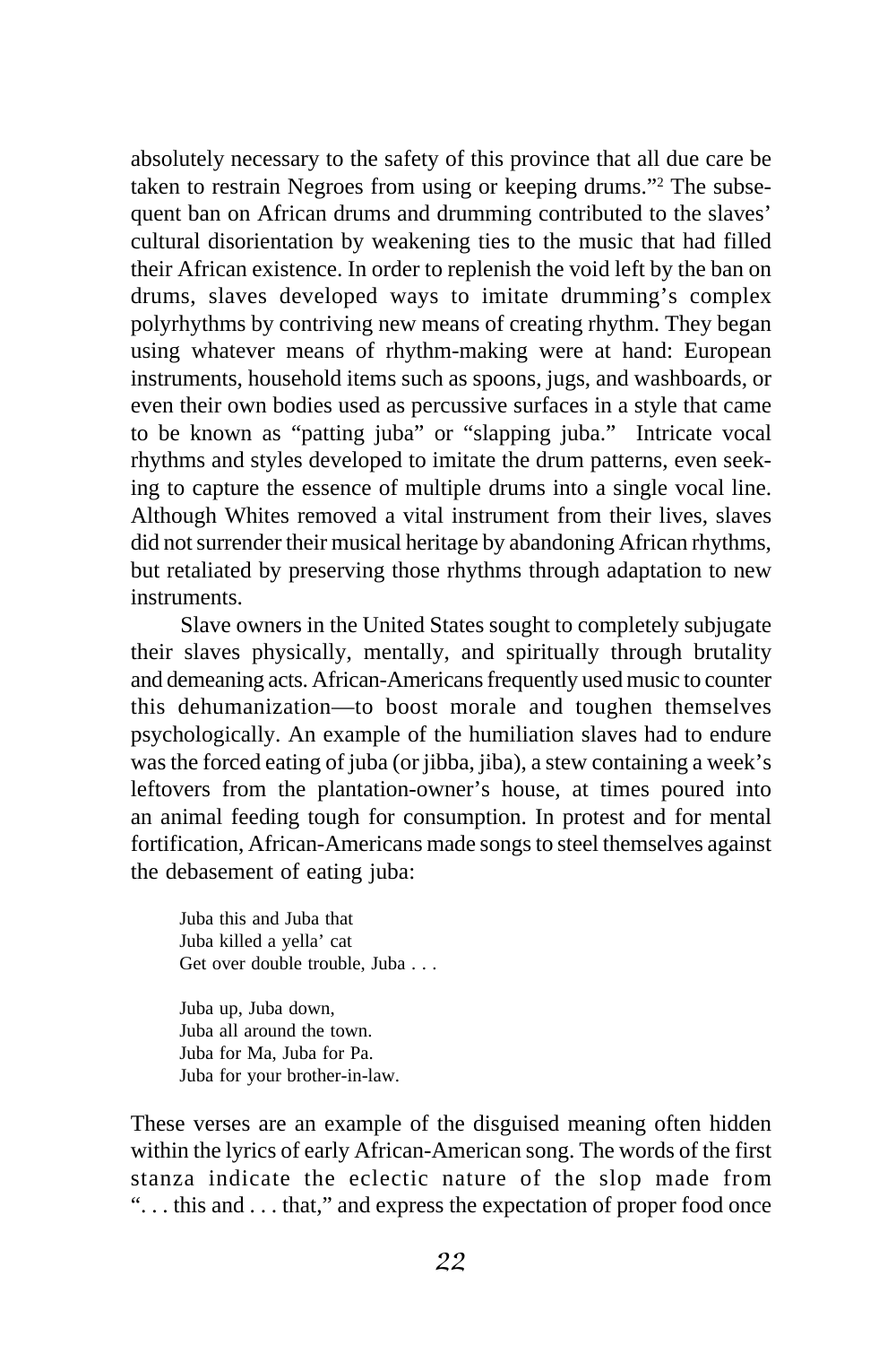absolutely necessary to the safety of this province that all due care be taken to restrain Negroes from using or keeping drums."[2] The subsequent ban on African drums and drumming contributed to the slaves' cultural disorientation by weakening ties to the music that had filled their African existence. In order to replenish the void left by the ban on drums, slaves developed ways to imitate drumming's complex polyrhythms by contriving new means of creating rhythm. They began using whatever means of rhythm-making were at hand: European instruments, household items such as spoons, jugs, and washboards, or even their own bodies used as percussive surfaces in a style that came to be known as "patting juba" or "slapping juba." Intricate vocal rhythms and styles developed to imitate the drum patterns, even seeking to capture the essence of multiple drums into a single vocal line. Although Whites removed a vital instrument from their lives, slaves did not surrender their musical heritage by abandoning African rhythms, but retaliated by preserving those rhythms through adaptation to new instruments.

Slave owners in the United States sought to completely subjugate their slaves physically, mentally, and spiritually through brutality and demeaning acts. African-Americans frequently used music to counter this dehumanization—to boost morale and toughen themselves psychologically. An example of the humiliation slaves had to endure was the forced eating of juba (or jibba, jiba), a stew containing a week's leftovers from the plantation-owner's house, at times poured into an animal feeding tough for consumption. In protest and for mental fortification, African-Americans made songs to steel themselves against the debasement of eating juba:

> Juba this and Juba that
> Juba killed a yella' cat
> Get over double trouble, Juba . . .
>
> Juba up, Juba down,
> Juba all around the town.
> Juba for Ma, Juba for Pa.
> Juba for your brother-in-law.

These verses are an example of the disguised meaning often hidden within the lyrics of early African-American song. The words of the first stanza indicate the eclectic nature of the slop made from ". . . this and . . . that," and express the expectation of proper food once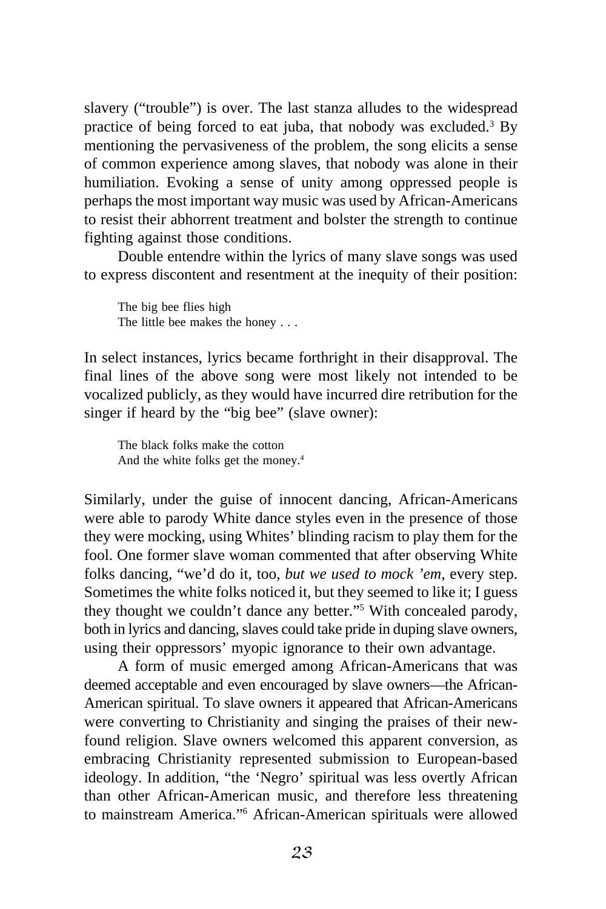slavery ("trouble") is over. The last stanza alludes to the widespread practice of being forced to eat juba, that nobody was excluded.[3] By mentioning the pervasiveness of the problem, the song elicits a sense of common experience among slaves, that nobody was alone in their humiliation. Evoking a sense of unity among oppressed people is perhaps the most important way music was used by African-Americans to resist their abhorrent treatment and bolster the strength to continue fighting against those conditions.

Double entendre within the lyrics of many slave songs was used to express discontent and resentment at the inequity of their position:

> The big bee flies high
> The little bee makes the honey . . .

In select instances, lyrics became forthright in their disapproval. The final lines of the above song were most likely not intended to be vocalized publicly, as they would have incurred dire retribution for the singer if heard by the "big bee" (slave owner):

> The black folks make the cotton
> And the white folks get the money.[4]

Similarly, under the guise of innocent dancing, African-Americans were able to parody White dance styles even in the presence of those they were mocking, using Whites' blinding racism to play them for the fool. One former slave woman commented that after observing White folks dancing, "we'd do it, too, *but we used to mock 'em*, every step. Sometimes the white folks noticed it, but they seemed to like it; I guess they thought we couldn't dance any better."[5] With concealed parody, both in lyrics and dancing, slaves could take pride in duping slave owners, using their oppressors' myopic ignorance to their own advantage.

A form of music emerged among African-Americans that was deemed acceptable and even encouraged by slave owners—the African-American spiritual. To slave owners it appeared that African-Americans were converting to Christianity and singing the praises of their new-found religion. Slave owners welcomed this apparent conversion, as embracing Christianity represented submission to European-based ideology. In addition, "the 'Negro' spiritual was less overtly African than other African-American music, and therefore less threatening to mainstream America."[6] African-American spirituals were allowed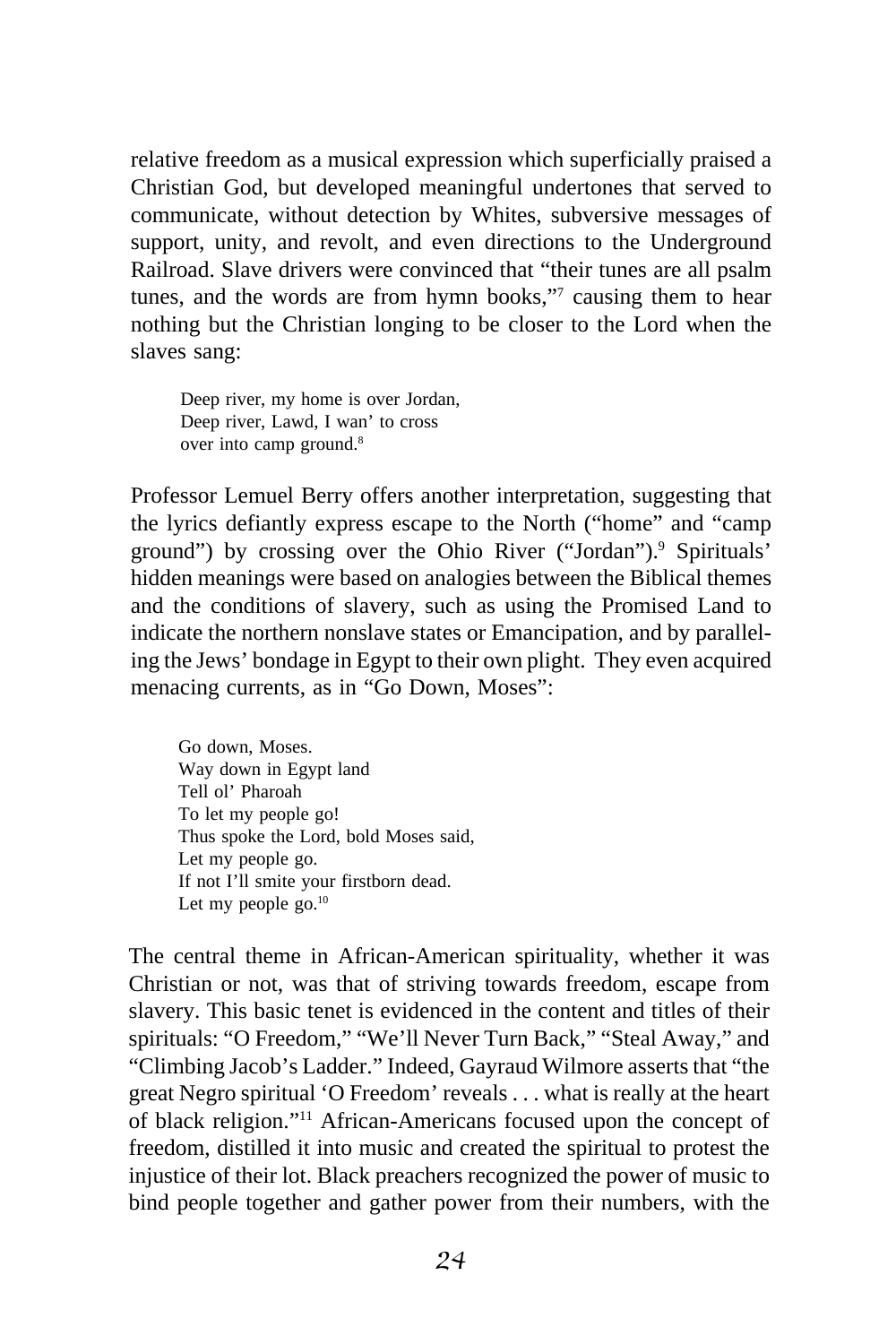relative freedom as a musical expression which superficially praised a Christian God, but developed meaningful undertones that served to communicate, without detection by Whites, subversive messages of support, unity, and revolt, and even directions to the Underground Railroad. Slave drivers were convinced that "their tunes are all psalm tunes, and the words are from hymn books,"[7] causing them to hear nothing but the Christian longing to be closer to the Lord when the slaves sang:

> Deep river, my home is over Jordan,
> Deep river, Lawd, I wan' to cross
> over into camp ground.[8]

Professor Lemuel Berry offers another interpretation, suggesting that the lyrics defiantly express escape to the North ("home" and "camp ground") by crossing over the Ohio River ("Jordan").[9] Spirituals' hidden meanings were based on analogies between the Biblical themes and the conditions of slavery, such as using the Promised Land to indicate the northern nonslave states or Emancipation, and by paralleling the Jews' bondage in Egypt to their own plight. They even acquired menacing currents, as in "Go Down, Moses":

> Go down, Moses.
> Way down in Egypt land
> Tell ol' Pharoah
> To let my people go!
> Thus spoke the Lord, bold Moses said,
> Let my people go.
> If not I'll smite your firstborn dead.
> Let my people go.[10]

The central theme in African-American spirituality, whether it was Christian or not, was that of striving towards freedom, escape from slavery. This basic tenet is evidenced in the content and titles of their spirituals: "O Freedom," "We'll Never Turn Back," "Steal Away," and "Climbing Jacob's Ladder." Indeed, Gayraud Wilmore asserts that "the great Negro spiritual 'O Freedom' reveals . . . what is really at the heart of black religion."[11] African-Americans focused upon the concept of freedom, distilled it into music and created the spiritual to protest the injustice of their lot. Black preachers recognized the power of music to bind people together and gather power from their numbers, with the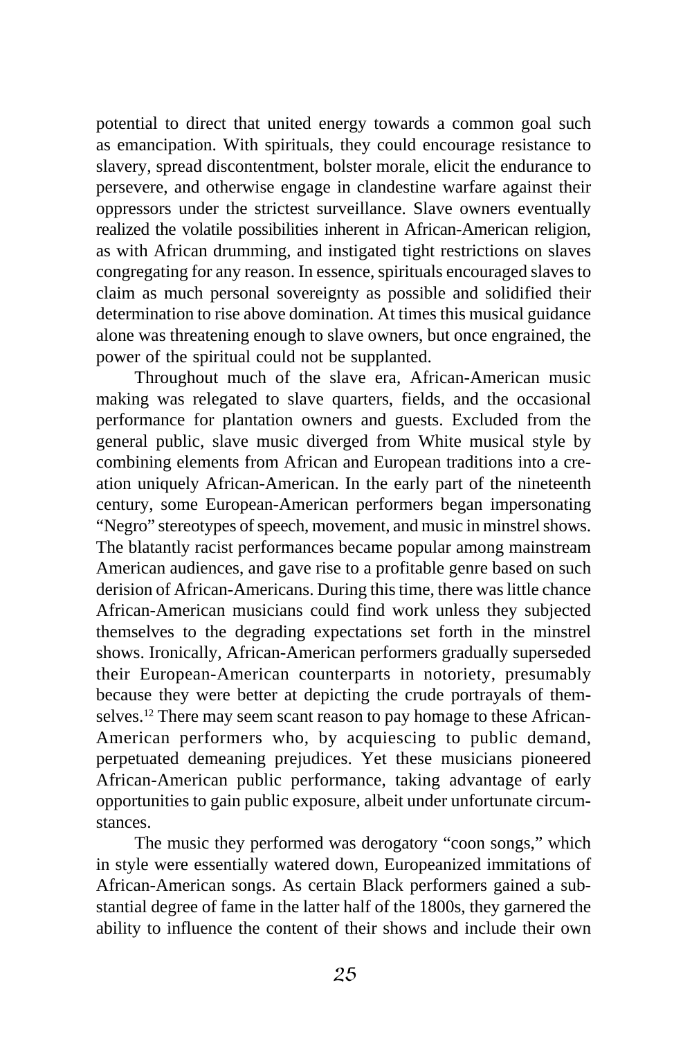potential to direct that united energy towards a common goal such as emancipation. With spirituals, they could encourage resistance to slavery, spread discontentment, bolster morale, elicit the endurance to persevere, and otherwise engage in clandestine warfare against their oppressors under the strictest surveillance. Slave owners eventually realized the volatile possibilities inherent in African-American religion, as with African drumming, and instigated tight restrictions on slaves congregating for any reason. In essence, spirituals encouraged slaves to claim as much personal sovereignty as possible and solidified their determination to rise above domination. At times this musical guidance alone was threatening enough to slave owners, but once engrained, the power of the spiritual could not be supplanted.

Throughout much of the slave era, African-American music making was relegated to slave quarters, fields, and the occasional performance for plantation owners and guests. Excluded from the general public, slave music diverged from White musical style by combining elements from African and European traditions into a creation uniquely African-American. In the early part of the nineteenth century, some European-American performers began impersonating "Negro" stereotypes of speech, movement, and music in minstrel shows. The blatantly racist performances became popular among mainstream American audiences, and gave rise to a profitable genre based on such derision of African-Americans. During this time, there was little chance African-American musicians could find work unless they subjected themselves to the degrading expectations set forth in the minstrel shows. Ironically, African-American performers gradually superseded their European-American counterparts in notoriety, presumably because they were better at depicting the crude portrayals of themselves.[12] There may seem scant reason to pay homage to these African-American performers who, by acquiescing to public demand, perpetuated demeaning prejudices. Yet these musicians pioneered African-American public performance, taking advantage of early opportunities to gain public exposure, albeit under unfortunate circumstances.

The music they performed was derogatory "coon songs," which in style were essentially watered down, Europeanized immitations of African-American songs. As certain Black performers gained a substantial degree of fame in the latter half of the 1800s, they garnered the ability to influence the content of their shows and include their own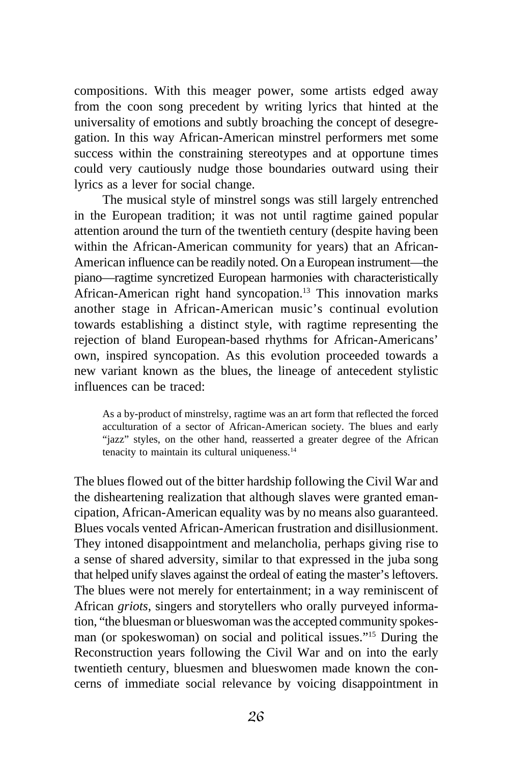compositions. With this meager power, some artists edged away from the coon song precedent by writing lyrics that hinted at the universality of emotions and subtly broaching the concept of desegregation. In this way African-American minstrel performers met some success within the constraining stereotypes and at opportune times could very cautiously nudge those boundaries outward using their lyrics as a lever for social change.

The musical style of minstrel songs was still largely entrenched in the European tradition; it was not until ragtime gained popular attention around the turn of the twentieth century (despite having been within the African-American community for years) that an African-American influence can be readily noted. On a European instrument—the piano—ragtime syncretized European harmonies with characteristically African-American right hand syncopation.[13] This innovation marks another stage in African-American music's continual evolution towards establishing a distinct style, with ragtime representing the rejection of bland European-based rhythms for African-Americans' own, inspired syncopation. As this evolution proceeded towards a new variant known as the blues, the lineage of antecedent stylistic influences can be traced:

> As a by-product of minstrelsy, ragtime was an art form that reflected the forced acculturation of a sector of African-American society. The blues and early "jazz" styles, on the other hand, reasserted a greater degree of the African tenacity to maintain its cultural uniqueness.[14]

The blues flowed out of the bitter hardship following the Civil War and the disheartening realization that although slaves were granted emancipation, African-American equality was by no means also guaranteed. Blues vocals vented African-American frustration and disillusionment. They intoned disappointment and melancholia, perhaps giving rise to a sense of shared adversity, similar to that expressed in the juba song that helped unify slaves against the ordeal of eating the master's leftovers. The blues were not merely for entertainment; in a way reminiscent of African *griots*, singers and storytellers who orally purveyed information, "the bluesman or blueswoman was the accepted community spokesman (or spokeswoman) on social and political issues."[15] During the Reconstruction years following the Civil War and on into the early twentieth century, bluesmen and blueswomen made known the concerns of immediate social relevance by voicing disappointment in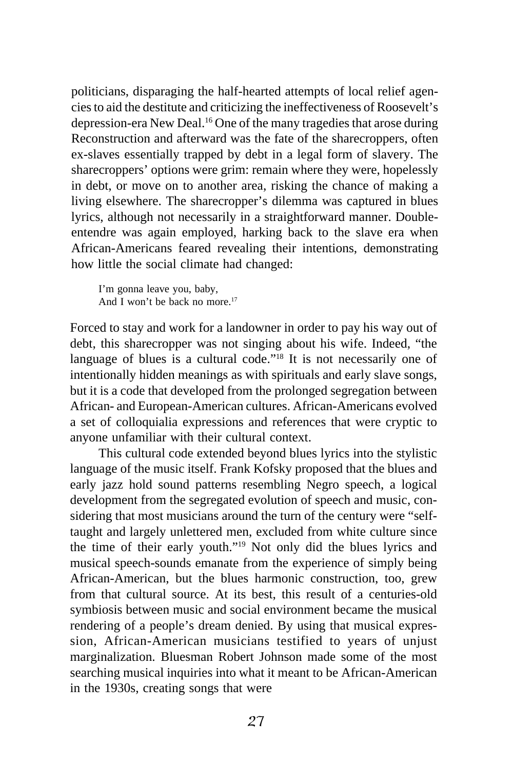politicians, disparaging the half-hearted attempts of local relief agencies to aid the destitute and criticizing the ineffectiveness of Roosevelt's depression-era New Deal.[16] One of the many tragedies that arose during Reconstruction and afterward was the fate of the sharecroppers, often ex-slaves essentially trapped by debt in a legal form of slavery. The sharecroppers' options were grim: remain where they were, hopelessly in debt, or move on to another area, risking the chance of making a living elsewhere. The sharecropper's dilemma was captured in blues lyrics, although not necessarily in a straightforward manner. Double-entendre was again employed, harking back to the slave era when African-Americans feared revealing their intentions, demonstrating how little the social climate had changed:

> I'm gonna leave you, baby,
> And I won't be back no more.[17]

Forced to stay and work for a landowner in order to pay his way out of debt, this sharecropper was not singing about his wife. Indeed, "the language of blues is a cultural code."[18] It is not necessarily one of intentionally hidden meanings as with spirituals and early slave songs, but it is a code that developed from the prolonged segregation between African- and European-American cultures. African-Americans evolved a set of colloquialia expressions and references that were cryptic to anyone unfamiliar with their cultural context.

This cultural code extended beyond blues lyrics into the stylistic language of the music itself. Frank Kofsky proposed that the blues and early jazz hold sound patterns resembling Negro speech, a logical development from the segregated evolution of speech and music, considering that most musicians around the turn of the century were "self-taught and largely unlettered men, excluded from white culture since the time of their early youth."[19] Not only did the blues lyrics and musical speech-sounds emanate from the experience of simply being African-American, but the blues harmonic construction, too, grew from that cultural source. At its best, this result of a centuries-old symbiosis between music and social environment became the musical rendering of a people's dream denied. By using that musical expression, African-American musicians testified to years of unjust marginalization. Bluesman Robert Johnson made some of the most searching musical inquiries into what it meant to be African-American in the 1930s, creating songs that were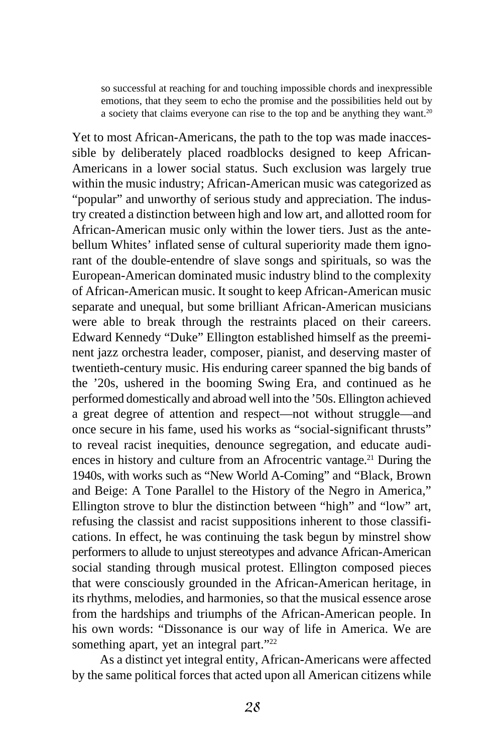> so successful at reaching for and touching impossible chords and inexpressible emotions, that they seem to echo the promise and the possibilities held out by a society that claims everyone can rise to the top and be anything they want.[20]

Yet to most African-Americans, the path to the top was made inaccessible by deliberately placed roadblocks designed to keep African-Americans in a lower social status. Such exclusion was largely true within the music industry; African-American music was categorized as "popular" and unworthy of serious study and appreciation. The industry created a distinction between high and low art, and allotted room for African-American music only within the lower tiers. Just as the antebellum Whites' inflated sense of cultural superiority made them ignorant of the double-entendre of slave songs and spirituals, so was the European-American dominated music industry blind to the complexity of African-American music. It sought to keep African-American music separate and unequal, but some brilliant African-American musicians were able to break through the restraints placed on their careers. Edward Kennedy "Duke" Ellington established himself as the preeminent jazz orchestra leader, composer, pianist, and deserving master of twentieth-century music. His enduring career spanned the big bands of the '20s, ushered in the booming Swing Era, and continued as he performed domestically and abroad well into the '50s. Ellington achieved a great degree of attention and respect—not without struggle—and once secure in his fame, used his works as "social-significant thrusts" to reveal racist inequities, denounce segregation, and educate audiences in history and culture from an Afrocentric vantage.[21] During the 1940s, with works such as "New World A-Coming" and "Black, Brown and Beige: A Tone Parallel to the History of the Negro in America," Ellington strove to blur the distinction between "high" and "low" art, refusing the classist and racist suppositions inherent to those classifications. In effect, he was continuing the task begun by minstrel show performers to allude to unjust stereotypes and advance African-American social standing through musical protest. Ellington composed pieces that were consciously grounded in the African-American heritage, in its rhythms, melodies, and harmonies, so that the musical essence arose from the hardships and triumphs of the African-American people. In his own words: "Dissonance is our way of life in America. We are something apart, yet an integral part."[22]

As a distinct yet integral entity, African-Americans were affected by the same political forces that acted upon all American citizens while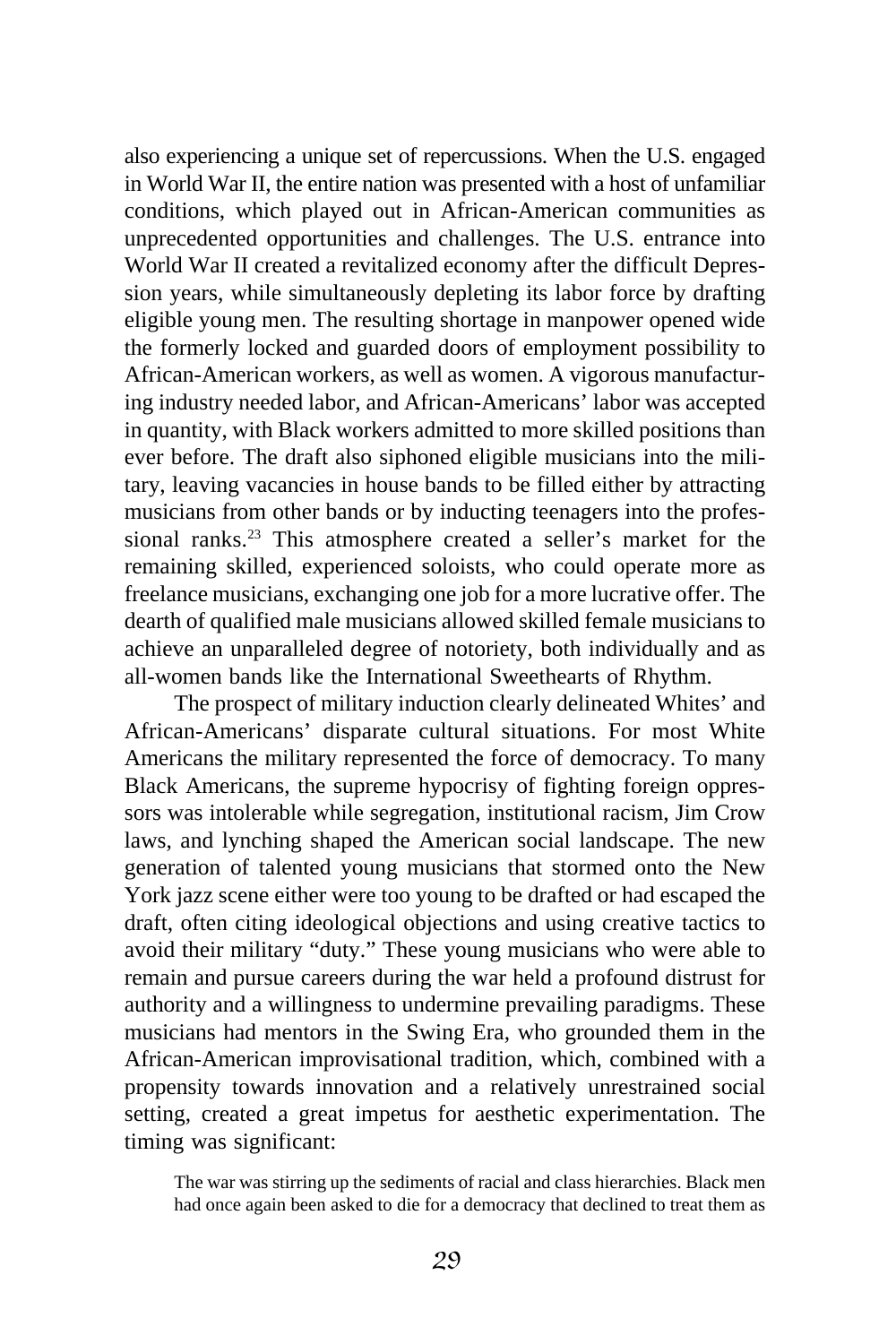also experiencing a unique set of repercussions. When the U.S. engaged in World War II, the entire nation was presented with a host of unfamiliar conditions, which played out in African-American communities as unprecedented opportunities and challenges. The U.S. entrance into World War II created a revitalized economy after the difficult Depression years, while simultaneously depleting its labor force by drafting eligible young men. The resulting shortage in manpower opened wide the formerly locked and guarded doors of employment possibility to African-American workers, as well as women. A vigorous manufacturing industry needed labor, and African-Americans' labor was accepted in quantity, with Black workers admitted to more skilled positions than ever before. The draft also siphoned eligible musicians into the military, leaving vacancies in house bands to be filled either by attracting musicians from other bands or by inducting teenagers into the professional ranks.[23] This atmosphere created a seller's market for the remaining skilled, experienced soloists, who could operate more as freelance musicians, exchanging one job for a more lucrative offer. The dearth of qualified male musicians allowed skilled female musicians to achieve an unparalleled degree of notoriety, both individually and as all-women bands like the International Sweethearts of Rhythm.

The prospect of military induction clearly delineated Whites' and African-Americans' disparate cultural situations. For most White Americans the military represented the force of democracy. To many Black Americans, the supreme hypocrisy of fighting foreign oppressors was intolerable while segregation, institutional racism, Jim Crow laws, and lynching shaped the American social landscape. The new generation of talented young musicians that stormed onto the New York jazz scene either were too young to be drafted or had escaped the draft, often citing ideological objections and using creative tactics to avoid their military "duty." These young musicians who were able to remain and pursue careers during the war held a profound distrust for authority and a willingness to undermine prevailing paradigms. These musicians had mentors in the Swing Era, who grounded them in the African-American improvisational tradition, which, combined with a propensity towards innovation and a relatively unrestrained social setting, created a great impetus for aesthetic experimentation. The timing was significant:

> The war was stirring up the sediments of racial and class hierarchies. Black men had once again been asked to die for a democracy that declined to treat them as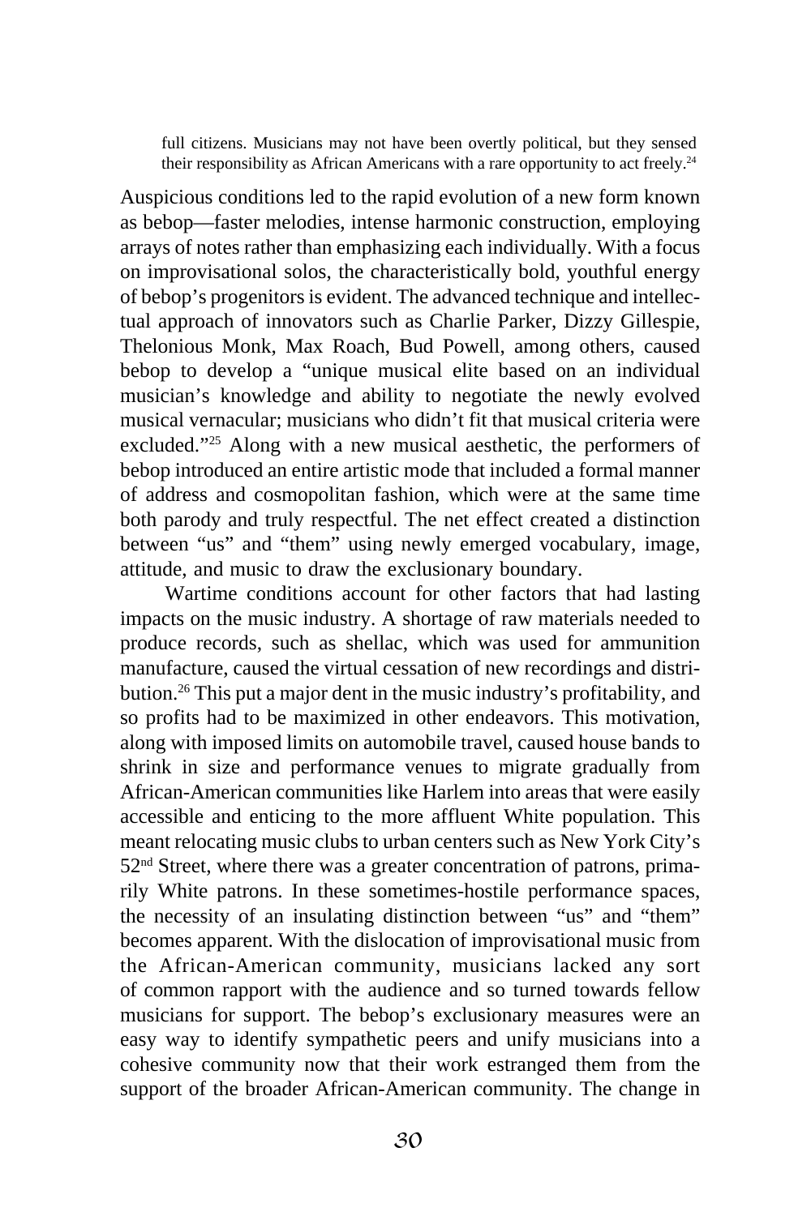> full citizens. Musicians may not have been overtly political, but they sensed their responsibility as African Americans with a rare opportunity to act freely.[24]

Auspicious conditions led to the rapid evolution of a new form known as bebop—faster melodies, intense harmonic construction, employing arrays of notes rather than emphasizing each individually. With a focus on improvisational solos, the characteristically bold, youthful energy of bebop's progenitors is evident. The advanced technique and intellectual approach of innovators such as Charlie Parker, Dizzy Gillespie, Thelonious Monk, Max Roach, Bud Powell, among others, caused bebop to develop a "unique musical elite based on an individual musician's knowledge and ability to negotiate the newly evolved musical vernacular; musicians who didn't fit that musical criteria were excluded."[25] Along with a new musical aesthetic, the performers of bebop introduced an entire artistic mode that included a formal manner of address and cosmopolitan fashion, which were at the same time both parody and truly respectful. The net effect created a distinction between "us" and "them" using newly emerged vocabulary, image, attitude, and music to draw the exclusionary boundary.

Wartime conditions account for other factors that had lasting impacts on the music industry. A shortage of raw materials needed to produce records, such as shellac, which was used for ammunition manufacture, caused the virtual cessation of new recordings and distribution.[26] This put a major dent in the music industry's profitability, and so profits had to be maximized in other endeavors. This motivation, along with imposed limits on automobile travel, caused house bands to shrink in size and performance venues to migrate gradually from African-American communities like Harlem into areas that were easily accessible and enticing to the more affluent White population. This meant relocating music clubs to urban centers such as New York City's 52nd Street, where there was a greater concentration of patrons, primarily White patrons. In these sometimes-hostile performance spaces, the necessity of an insulating distinction between "us" and "them" becomes apparent. With the dislocation of improvisational music from the African-American community, musicians lacked any sort of common rapport with the audience and so turned towards fellow musicians for support. The bebop's exclusionary measures were an easy way to identify sympathetic peers and unify musicians into a cohesive community now that their work estranged them from the support of the broader African-American community. The change in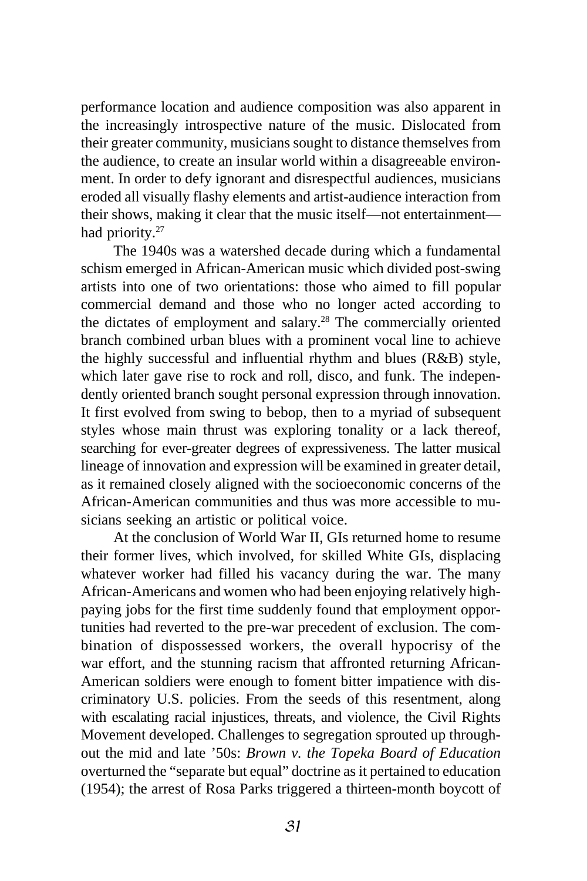performance location and audience composition was also apparent in the increasingly introspective nature of the music. Dislocated from their greater community, musicians sought to distance themselves from the audience, to create an insular world within a disagreeable environment. In order to defy ignorant and disrespectful audiences, musicians eroded all visually flashy elements and artist-audience interaction from their shows, making it clear that the music itself—not entertainment—had priority.[27]

The 1940s was a watershed decade during which a fundamental schism emerged in African-American music which divided post-swing artists into one of two orientations: those who aimed to fill popular commercial demand and those who no longer acted according to the dictates of employment and salary.[28] The commercially oriented branch combined urban blues with a prominent vocal line to achieve the highly successful and influential rhythm and blues (R&B) style, which later gave rise to rock and roll, disco, and funk. The independently oriented branch sought personal expression through innovation. It first evolved from swing to bebop, then to a myriad of subsequent styles whose main thrust was exploring tonality or a lack thereof, searching for ever-greater degrees of expressiveness. The latter musical lineage of innovation and expression will be examined in greater detail, as it remained closely aligned with the socioeconomic concerns of the African-American communities and thus was more accessible to musicians seeking an artistic or political voice.

At the conclusion of World War II, GIs returned home to resume their former lives, which involved, for skilled White GIs, displacing whatever worker had filled his vacancy during the war. The many African-Americans and women who had been enjoying relatively high-paying jobs for the first time suddenly found that employment opportunities had reverted to the pre-war precedent of exclusion. The combination of dispossessed workers, the overall hypocrisy of the war effort, and the stunning racism that affronted returning African-American soldiers were enough to foment bitter impatience with discriminatory U.S. policies. From the seeds of this resentment, along with escalating racial injustices, threats, and violence, the Civil Rights Movement developed. Challenges to segregation sprouted up throughout the mid and late '50s: *Brown v. the Topeka Board of Education* overturned the "separate but equal" doctrine as it pertained to education (1954); the arrest of Rosa Parks triggered a thirteen-month boycott of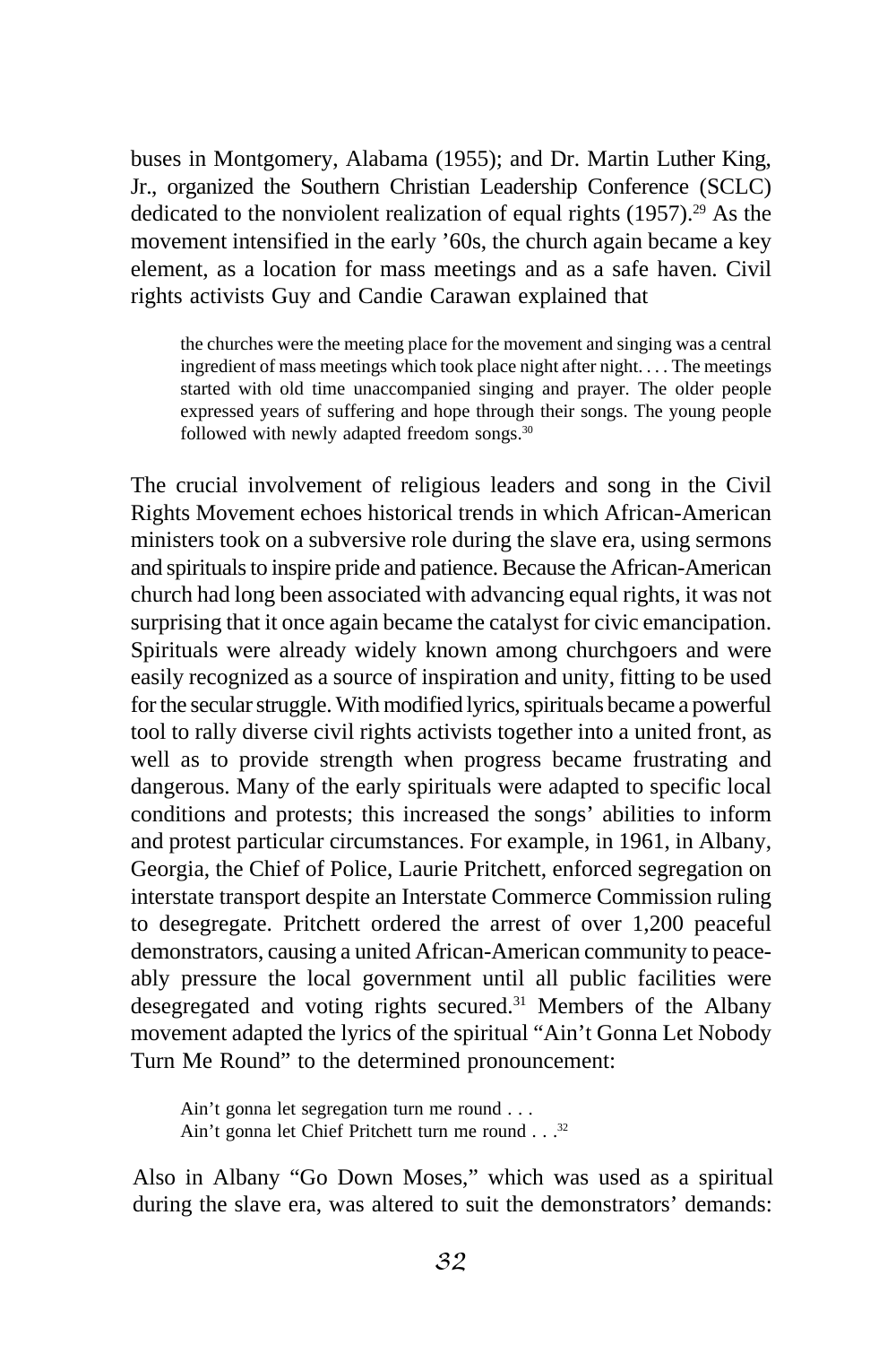buses in Montgomery, Alabama (1955); and Dr. Martin Luther King, Jr., organized the Southern Christian Leadership Conference (SCLC) dedicated to the nonviolent realization of equal rights (1957).[29] As the movement intensified in the early '60s, the church again became a key element, as a location for mass meetings and as a safe haven. Civil rights activists Guy and Candie Carawan explained that

> the churches were the meeting place for the movement and singing was a central ingredient of mass meetings which took place night after night. . . . The meetings started with old time unaccompanied singing and prayer. The older people expressed years of suffering and hope through their songs. The young people followed with newly adapted freedom songs.[30]

The crucial involvement of religious leaders and song in the Civil Rights Movement echoes historical trends in which African-American ministers took on a subversive role during the slave era, using sermons and spirituals to inspire pride and patience. Because the African-American church had long been associated with advancing equal rights, it was not surprising that it once again became the catalyst for civic emancipation. Spirituals were already widely known among churchgoers and were easily recognized as a source of inspiration and unity, fitting to be used for the secular struggle. With modified lyrics, spirituals became a powerful tool to rally diverse civil rights activists together into a united front, as well as to provide strength when progress became frustrating and dangerous. Many of the early spirituals were adapted to specific local conditions and protests; this increased the songs' abilities to inform and protest particular circumstances. For example, in 1961, in Albany, Georgia, the Chief of Police, Laurie Pritchett, enforced segregation on interstate transport despite an Interstate Commerce Commission ruling to desegregate. Pritchett ordered the arrest of over 1,200 peaceful demonstrators, causing a united African-American community to peaceably pressure the local government until all public facilities were desegregated and voting rights secured.[31] Members of the Albany movement adapted the lyrics of the spiritual "Ain't Gonna Let Nobody Turn Me Round" to the determined pronouncement:

> Ain't gonna let segregation turn me round . . .
> Ain't gonna let Chief Pritchett turn me round . . .[32]

Also in Albany "Go Down Moses," which was used as a spiritual during the slave era, was altered to suit the demonstrators' demands: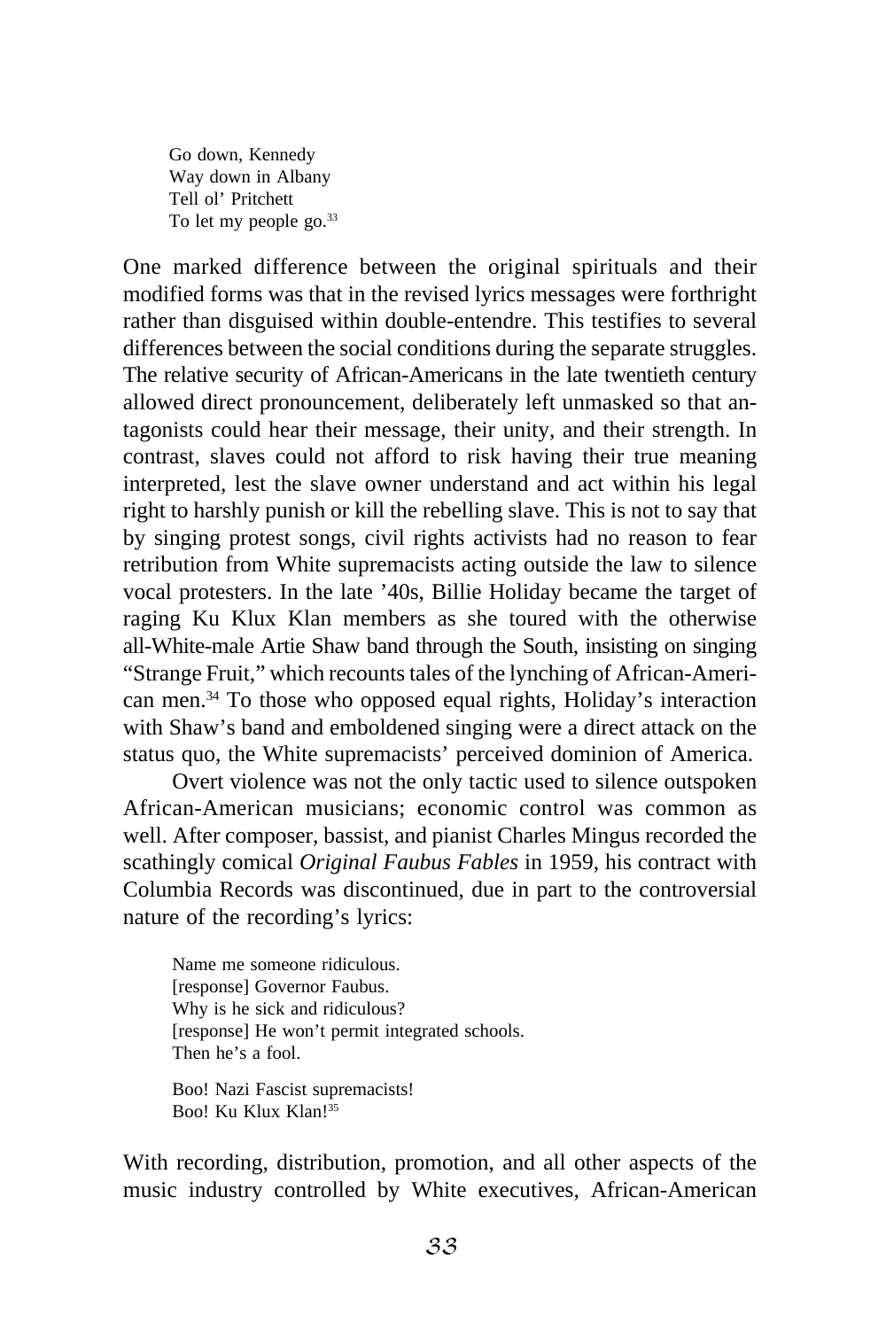> Go down, Kennedy
> Way down in Albany
> Tell ol' Pritchett
> To let my people go.[33]

One marked difference between the original spirituals and their modified forms was that in the revised lyrics messages were forthright rather than disguised within double-entendre. This testifies to several differences between the social conditions during the separate struggles. The relative security of African-Americans in the late twentieth century allowed direct pronouncement, deliberately left unmasked so that antagonists could hear their message, their unity, and their strength. In contrast, slaves could not afford to risk having their true meaning interpreted, lest the slave owner understand and act within his legal right to harshly punish or kill the rebelling slave. This is not to say that by singing protest songs, civil rights activists had no reason to fear retribution from White supremacists acting outside the law to silence vocal protesters. In the late '40s, Billie Holiday became the target of raging Ku Klux Klan members as she toured with the otherwise all-White-male Artie Shaw band through the South, insisting on singing "Strange Fruit," which recounts tales of the lynching of African-American men.[34] To those who opposed equal rights, Holiday's interaction with Shaw's band and emboldened singing were a direct attack on the status quo, the White supremacists' perceived dominion of America.

Overt violence was not the only tactic used to silence outspoken African-American musicians; economic control was common as well. After composer, bassist, and pianist Charles Mingus recorded the scathingly comical *Original Faubus Fables* in 1959, his contract with Columbia Records was discontinued, due in part to the controversial nature of the recording's lyrics:

> Name me someone ridiculous.
> [response] Governor Faubus.
> Why is he sick and ridiculous?
> [response] He won't permit integrated schools.
> Then he's a fool.
>
> Boo! Nazi Fascist supremacists!
> Boo! Ku Klux Klan![35]

With recording, distribution, promotion, and all other aspects of the music industry controlled by White executives, African-American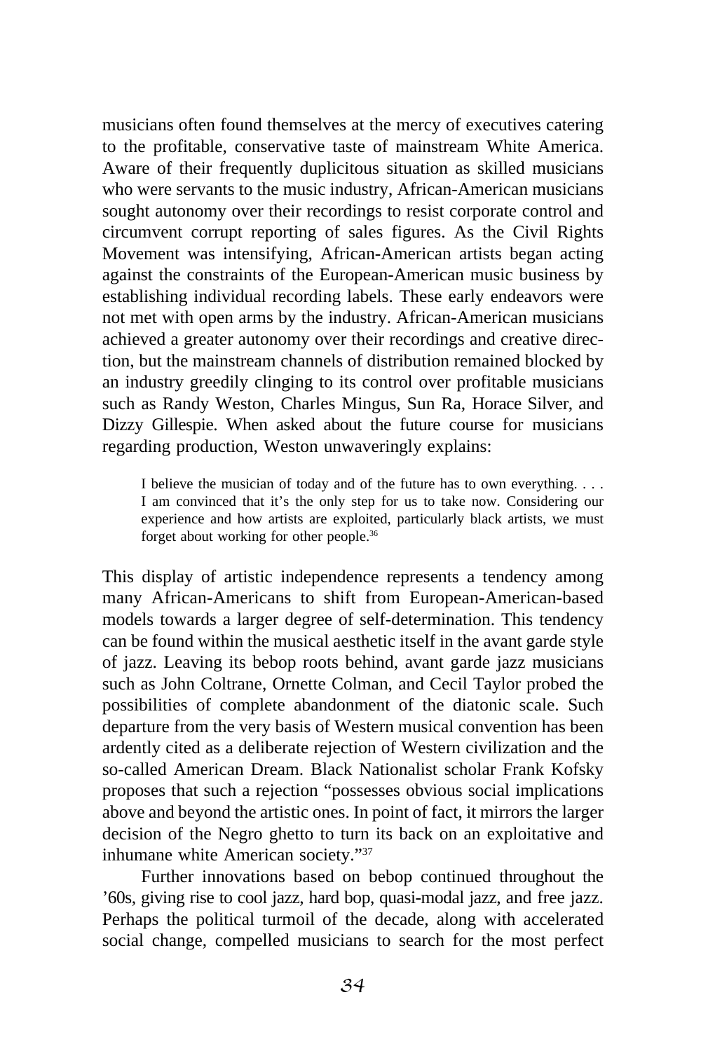musicians often found themselves at the mercy of executives catering to the profitable, conservative taste of mainstream White America. Aware of their frequently duplicitous situation as skilled musicians who were servants to the music industry, African-American musicians sought autonomy over their recordings to resist corporate control and circumvent corrupt reporting of sales figures. As the Civil Rights Movement was intensifying, African-American artists began acting against the constraints of the European-American music business by establishing individual recording labels. These early endeavors were not met with open arms by the industry. African-American musicians achieved a greater autonomy over their recordings and creative direction, but the mainstream channels of distribution remained blocked by an industry greedily clinging to its control over profitable musicians such as Randy Weston, Charles Mingus, Sun Ra, Horace Silver, and Dizzy Gillespie. When asked about the future course for musicians regarding production, Weston unwaveringly explains:

> I believe the musician of today and of the future has to own everything. . . . I am convinced that it's the only step for us to take now. Considering our experience and how artists are exploited, particularly black artists, we must forget about working for other people.[36]

This display of artistic independence represents a tendency among many African-Americans to shift from European-American-based models towards a larger degree of self-determination. This tendency can be found within the musical aesthetic itself in the avant garde style of jazz. Leaving its bebop roots behind, avant garde jazz musicians such as John Coltrane, Ornette Colman, and Cecil Taylor probed the possibilities of complete abandonment of the diatonic scale. Such departure from the very basis of Western musical convention has been ardently cited as a deliberate rejection of Western civilization and the so-called American Dream. Black Nationalist scholar Frank Kofsky proposes that such a rejection "possesses obvious social implications above and beyond the artistic ones. In point of fact, it mirrors the larger decision of the Negro ghetto to turn its back on an exploitative and inhumane white American society."[37]

Further innovations based on bebop continued throughout the '60s, giving rise to cool jazz, hard bop, quasi-modal jazz, and free jazz. Perhaps the political turmoil of the decade, along with accelerated social change, compelled musicians to search for the most perfect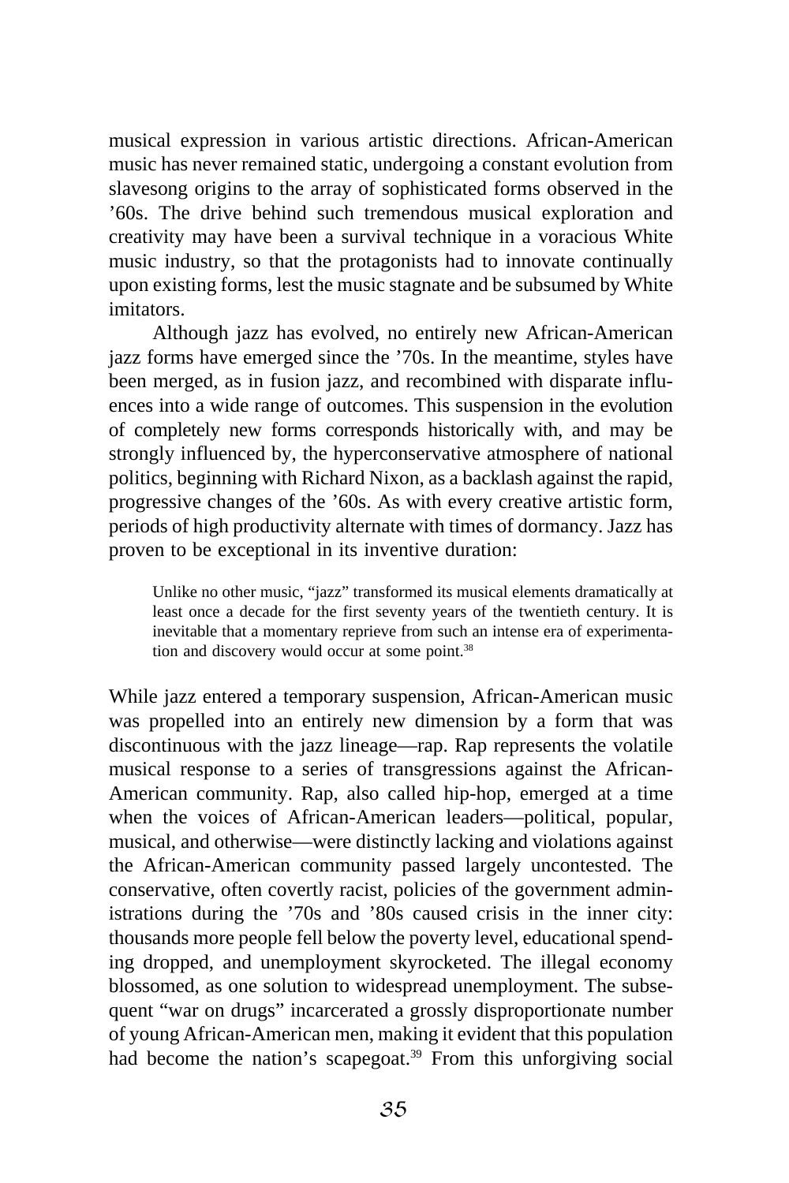musical expression in various artistic directions. African-American music has never remained static, undergoing a constant evolution from slavesong origins to the array of sophisticated forms observed in the ’60s. The drive behind such tremendous musical exploration and creativity may have been a survival technique in a voracious White music industry, so that the protagonists had to innovate continually upon existing forms, lest the music stagnate and be subsumed by White imitators.

Although jazz has evolved, no entirely new African-American jazz forms have emerged since the ’70s. In the meantime, styles have been merged, as in fusion jazz, and recombined with disparate influences into a wide range of outcomes. This suspension in the evolution of completely new forms corresponds historically with, and may be strongly influenced by, the hyperconservative atmosphere of national politics, beginning with Richard Nixon, as a backlash against the rapid, progressive changes of the ’60s. As with every creative artistic form, periods of high productivity alternate with times of dormancy. Jazz has proven to be exceptional in its inventive duration:

> Unlike no other music, “jazz” transformed its musical elements dramatically at least once a decade for the first seventy years of the twentieth century. It is inevitable that a momentary reprieve from such an intense era of experimentation and discovery would occur at some point.[38]

While jazz entered a temporary suspension, African-American music was propelled into an entirely new dimension by a form that was discontinuous with the jazz lineage—rap. Rap represents the volatile musical response to a series of transgressions against the African-American community. Rap, also called hip-hop, emerged at a time when the voices of African-American leaders—political, popular, musical, and otherwise—were distinctly lacking and violations against the African-American community passed largely uncontested. The conservative, often covertly racist, policies of the government administrations during the ’70s and ’80s caused crisis in the inner city: thousands more people fell below the poverty level, educational spending dropped, and unemployment skyrocketed. The illegal economy blossomed, as one solution to widespread unemployment. The subsequent “war on drugs” incarcerated a grossly disproportionate number of young African-American men, making it evident that this population had become the nation’s scapegoat.[39] From this unforgiving social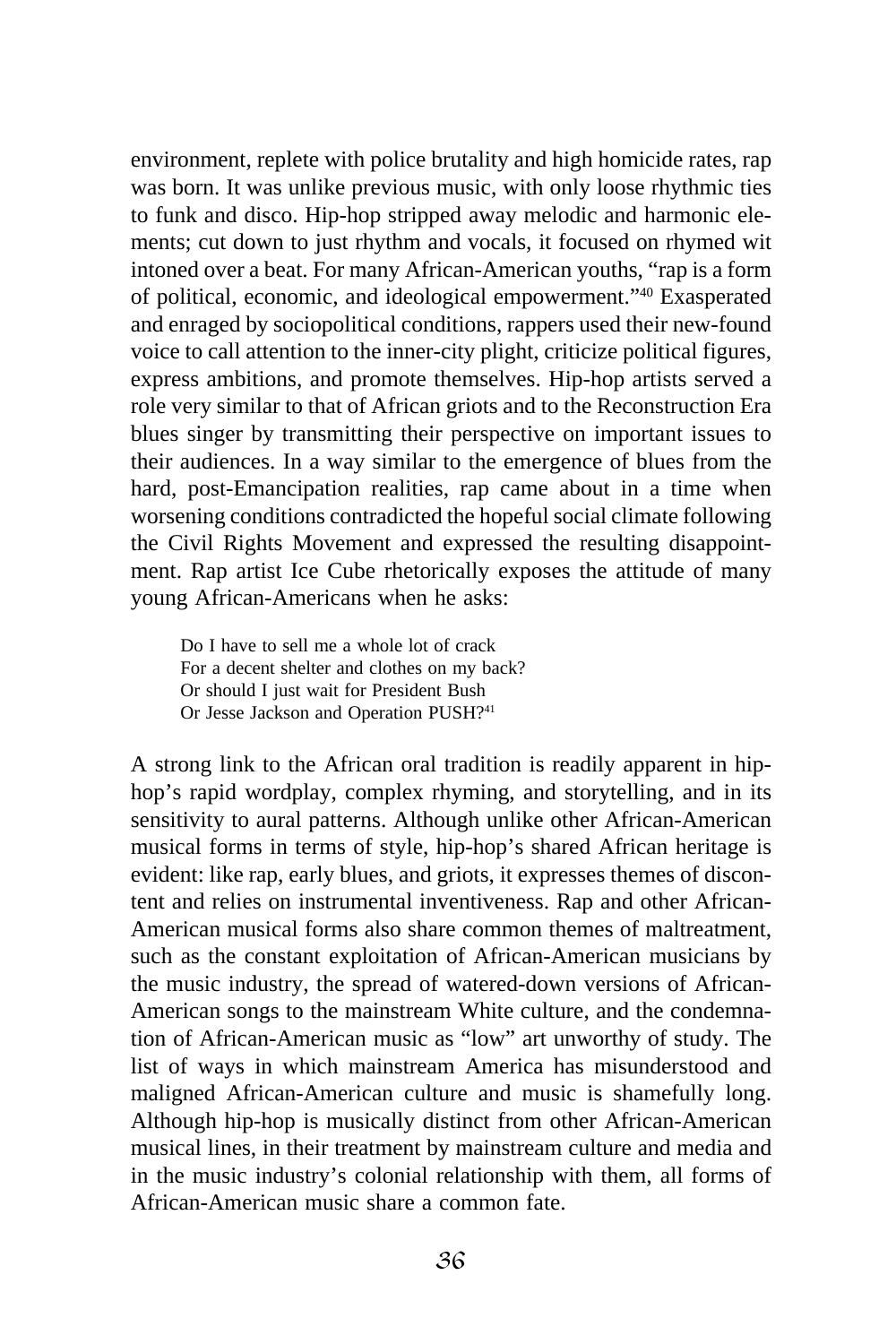environment, replete with police brutality and high homicide rates, rap was born. It was unlike previous music, with only loose rhythmic ties to funk and disco. Hip-hop stripped away melodic and harmonic elements; cut down to just rhythm and vocals, it focused on rhymed wit intoned over a beat. For many African-American youths, "rap is a form of political, economic, and ideological empowerment."[40] Exasperated and enraged by sociopolitical conditions, rappers used their new-found voice to call attention to the inner-city plight, criticize political figures, express ambitions, and promote themselves. Hip-hop artists served a role very similar to that of African griots and to the Reconstruction Era blues singer by transmitting their perspective on important issues to their audiences. In a way similar to the emergence of blues from the hard, post-Emancipation realities, rap came about in a time when worsening conditions contradicted the hopeful social climate following the Civil Rights Movement and expressed the resulting disappointment. Rap artist Ice Cube rhetorically exposes the attitude of many young African-Americans when he asks:

> Do I have to sell me a whole lot of crack
> For a decent shelter and clothes on my back?
> Or should I just wait for President Bush
> Or Jesse Jackson and Operation PUSH?[41]

A strong link to the African oral tradition is readily apparent in hip-hop's rapid wordplay, complex rhyming, and storytelling, and in its sensitivity to aural patterns. Although unlike other African-American musical forms in terms of style, hip-hop's shared African heritage is evident: like rap, early blues, and griots, it expresses themes of discontent and relies on instrumental inventiveness. Rap and other African-American musical forms also share common themes of maltreatment, such as the constant exploitation of African-American musicians by the music industry, the spread of watered-down versions of African-American songs to the mainstream White culture, and the condemnation of African-American music as "low" art unworthy of study. The list of ways in which mainstream America has misunderstood and maligned African-American culture and music is shamefully long. Although hip-hop is musically distinct from other African-American musical lines, in their treatment by mainstream culture and media and in the music industry's colonial relationship with them, all forms of African-American music share a common fate.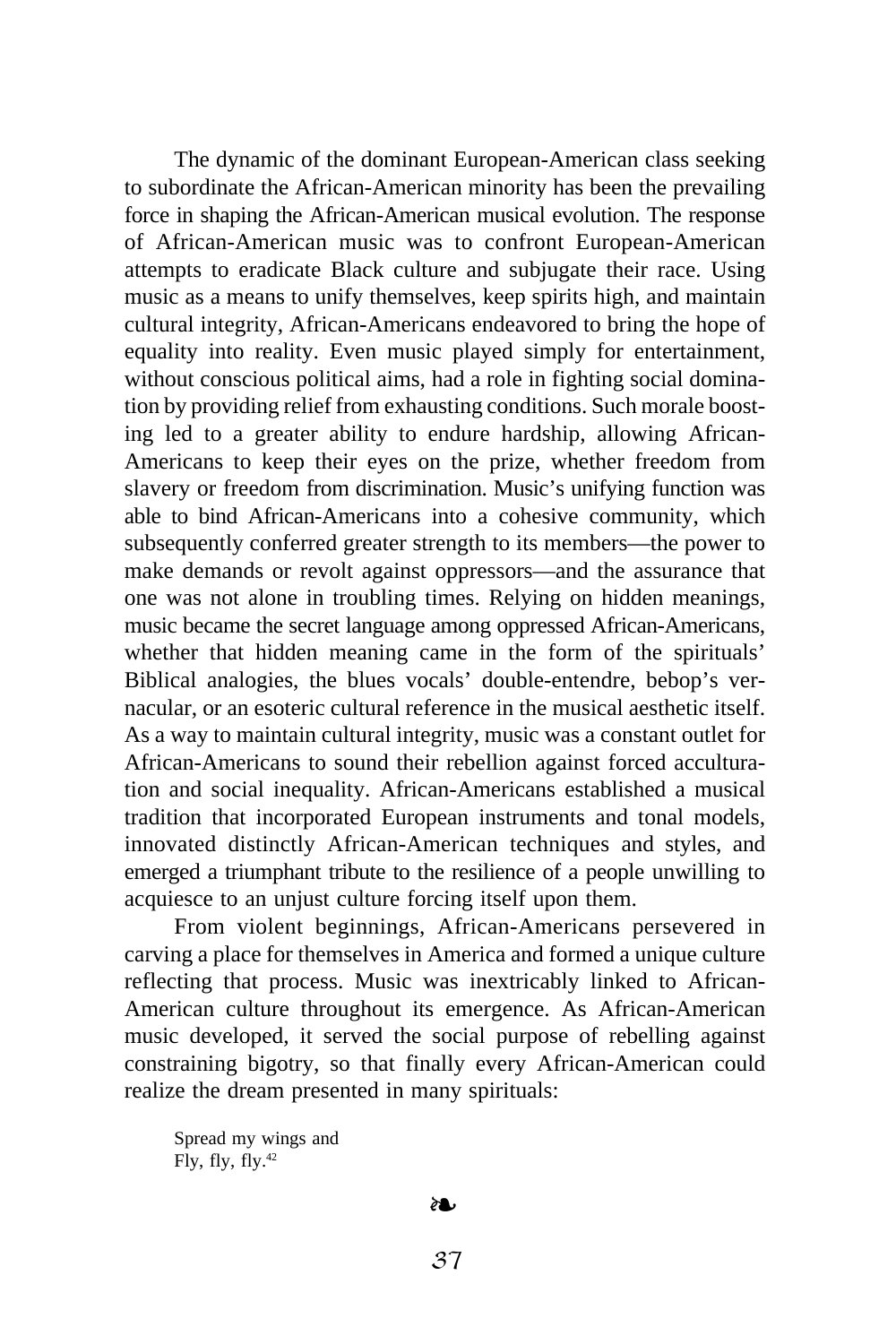The dynamic of the dominant European-American class seeking to subordinate the African-American minority has been the prevailing force in shaping the African-American musical evolution. The response of African-American music was to confront European-American attempts to eradicate Black culture and subjugate their race. Using music as a means to unify themselves, keep spirits high, and maintain cultural integrity, African-Americans endeavored to bring the hope of equality into reality. Even music played simply for entertainment, without conscious political aims, had a role in fighting social domination by providing relief from exhausting conditions. Such morale boosting led to a greater ability to endure hardship, allowing African-Americans to keep their eyes on the prize, whether freedom from slavery or freedom from discrimination. Music's unifying function was able to bind African-Americans into a cohesive community, which subsequently conferred greater strength to its members—the power to make demands or revolt against oppressors—and the assurance that one was not alone in troubling times. Relying on hidden meanings, music became the secret language among oppressed African-Americans, whether that hidden meaning came in the form of the spirituals' Biblical analogies, the blues vocals' double-entendre, bebop's vernacular, or an esoteric cultural reference in the musical aesthetic itself. As a way to maintain cultural integrity, music was a constant outlet for African-Americans to sound their rebellion against forced acculturation and social inequality. African-Americans established a musical tradition that incorporated European instruments and tonal models, innovated distinctly African-American techniques and styles, and emerged a triumphant tribute to the resilience of a people unwilling to acquiesce to an unjust culture forcing itself upon them.

From violent beginnings, African-Americans persevered in carving a place for themselves in America and formed a unique culture reflecting that process. Music was inextricably linked to African-American culture throughout its emergence. As African-American music developed, it served the social purpose of rebelling against constraining bigotry, so that finally every African-American could realize the dream presented in many spirituals:

> Spread my wings and
> Fly, fly, fly.[42]

❧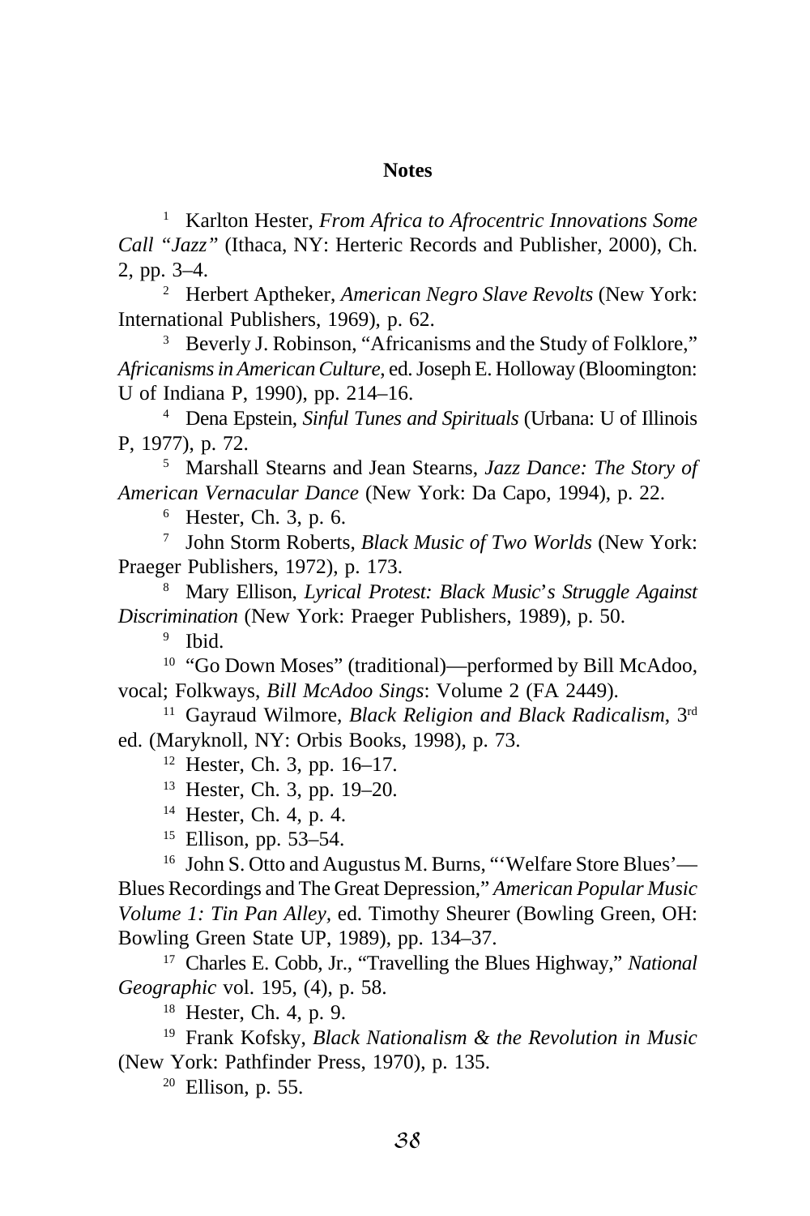## Notes

[1] Karlton Hester, *From Africa to Afrocentric Innovations Some Call "Jazz"* (Ithaca, NY: Herteric Records and Publisher, 2000), Ch. 2, pp. 3–4.

[2] Herbert Aptheker, *American Negro Slave Revolts* (New York: International Publishers, 1969), p. 62.

[3] Beverly J. Robinson, "Africanisms and the Study of Folklore," *Africanisms in American Culture*, ed. Joseph E. Holloway (Bloomington: U of Indiana P, 1990), pp. 214–16.

[4] Dena Epstein, *Sinful Tunes and Spirituals* (Urbana: U of Illinois P, 1977), p. 72.

[5] Marshall Stearns and Jean Stearns, *Jazz Dance: The Story of American Vernacular Dance* (New York: Da Capo, 1994), p. 22.

[6] Hester, Ch. 3, p. 6.

[7] John Storm Roberts, *Black Music of Two Worlds* (New York: Praeger Publishers, 1972), p. 173.

[8] Mary Ellison, *Lyrical Protest: Black Music's Struggle Against Discrimination* (New York: Praeger Publishers, 1989), p. 50.

[9] Ibid.

[10] "Go Down Moses" (traditional)—performed by Bill McAdoo, vocal; Folkways, *Bill McAdoo Sings*: Volume 2 (FA 2449).

[11] Gayraud Wilmore, *Black Religion and Black Radicalism*, 3rd ed. (Maryknoll, NY: Orbis Books, 1998), p. 73.

[12] Hester, Ch. 3, pp. 16–17.

[13] Hester, Ch. 3, pp. 19–20.

[14] Hester, Ch. 4, p. 4.

[15] Ellison, pp. 53–54.

[16] John S. Otto and Augustus M. Burns, "'Welfare Store Blues'—Blues Recordings and The Great Depression," *American Popular Music Volume 1: Tin Pan Alley*, ed. Timothy Sheurer (Bowling Green, OH: Bowling Green State UP, 1989), pp. 134–37.

[17] Charles E. Cobb, Jr., "Travelling the Blues Highway," *National Geographic* vol. 195, (4), p. 58.

[18] Hester, Ch. 4, p. 9.

[19] Frank Kofsky, *Black Nationalism & the Revolution in Music* (New York: Pathfinder Press, 1970), p. 135.

[20] Ellison, p. 55.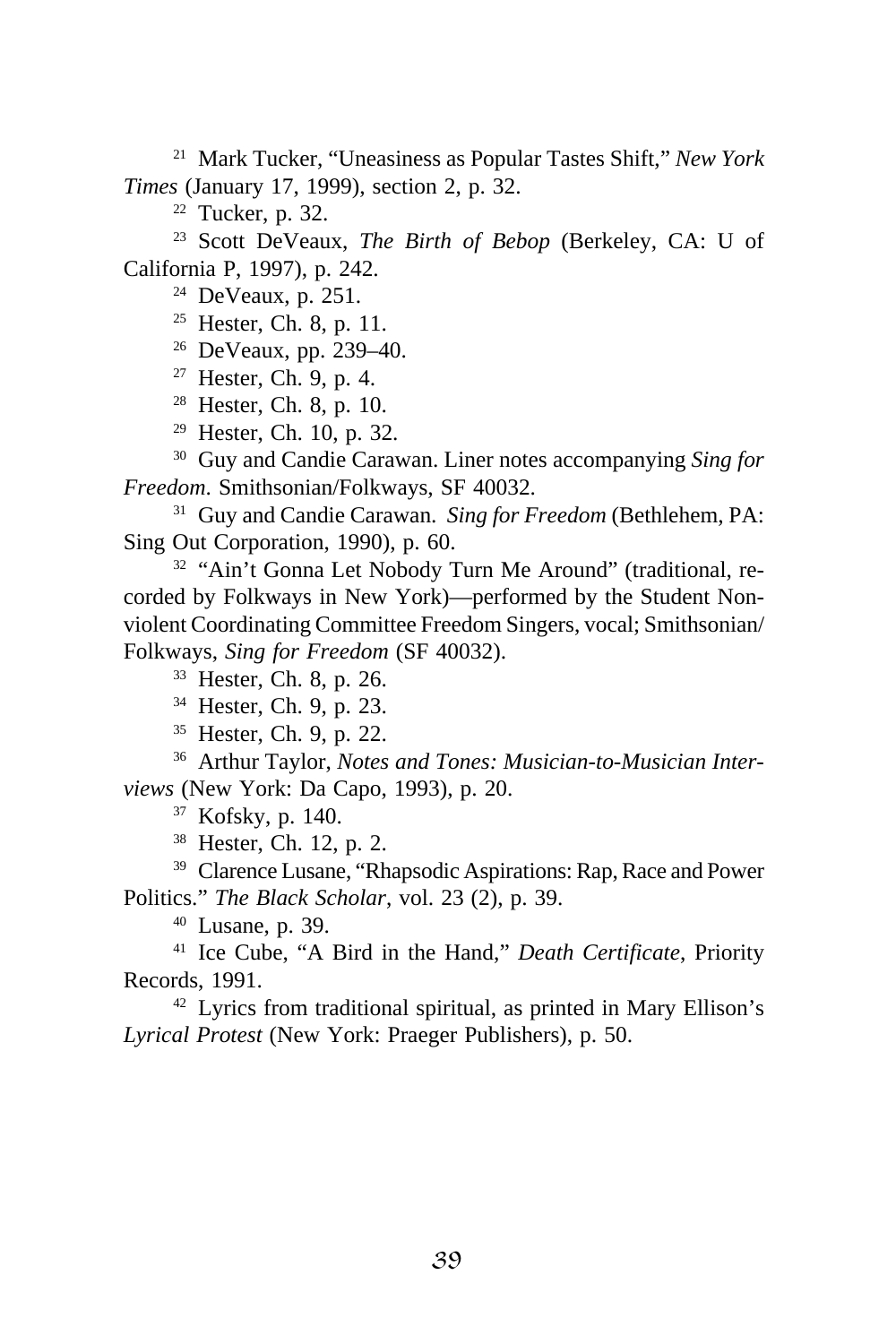[21] Mark Tucker, "Uneasiness as Popular Tastes Shift," *New York Times* (January 17, 1999), section 2, p. 32.

[22] Tucker, p. 32.

[23] Scott DeVeaux, *The Birth of Bebop* (Berkeley, CA: U of California P, 1997), p. 242.

[24] DeVeaux, p. 251.

[25] Hester, Ch. 8, p. 11.

[26] DeVeaux, pp. 239–40.

[27] Hester, Ch. 9, p. 4.

[28] Hester, Ch. 8, p. 10.

[29] Hester, Ch. 10, p. 32.

[30] Guy and Candie Carawan. Liner notes accompanying *Sing for Freedom*. Smithsonian/Folkways, SF 40032.

[31] Guy and Candie Carawan. *Sing for Freedom* (Bethlehem, PA: Sing Out Corporation, 1990), p. 60.

[32] "Ain't Gonna Let Nobody Turn Me Around" (traditional, recorded by Folkways in New York)—performed by the Student Nonviolent Coordinating Committee Freedom Singers, vocal; Smithsonian/Folkways, *Sing for Freedom* (SF 40032).

[33] Hester, Ch. 8, p. 26.

[34] Hester, Ch. 9, p. 23.

[35] Hester, Ch. 9, p. 22.

[36] Arthur Taylor, *Notes and Tones: Musician-to-Musician Interviews* (New York: Da Capo, 1993), p. 20.

[37] Kofsky, p. 140.

[38] Hester, Ch. 12, p. 2.

[39] Clarence Lusane, "Rhapsodic Aspirations: Rap, Race and Power Politics." *The Black Scholar*, vol. 23 (2), p. 39.

[40] Lusane, p. 39.

[41] Ice Cube, "A Bird in the Hand," *Death Certificate*, Priority Records, 1991.

[42] Lyrics from traditional spiritual, as printed in Mary Ellison's *Lyrical Protest* (New York: Praeger Publishers), p. 50.